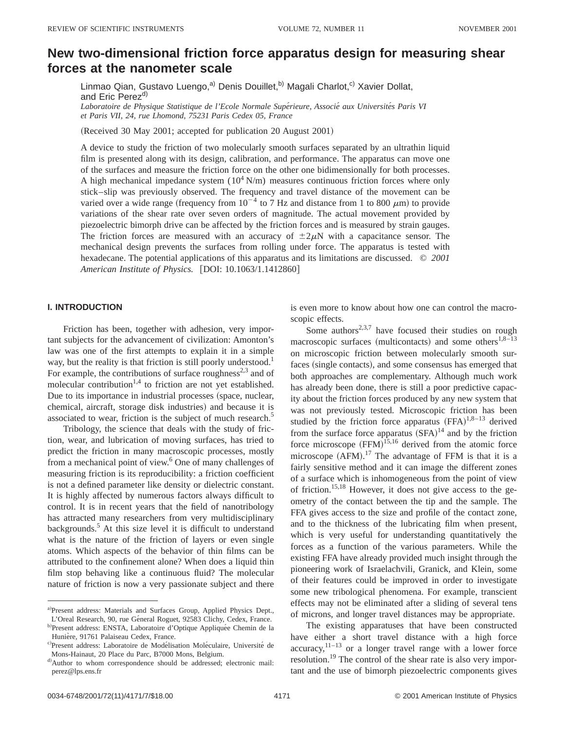# New two-dimensional friction force apparatus design for measuring shear forces at the nanometer scale

Linmao Qian, Gustavo Luengo,[a] Denis Douillet,[b] Magali Charlot,[c] Xavier Dollat, and Eric Perez[d]

*Laboratoire de Physique Statistique de l'Ecole Normale Supérieure, Associé aux Universités Paris VI et Paris VII, 24, rue Lhomond, 75231 Paris Cedex 05, France*

(Received 30 May 2001; accepted for publication 20 August 2001)

A device to study the friction of two molecularly smooth surfaces separated by an ultrathin liquid film is presented along with its design, calibration, and performance. The apparatus can move one of the surfaces and measure the friction force on the other one bidimensionally for both processes. A high mechanical impedance system ($10^4$ N/m) measures continuous friction forces where only stick–slip was previously observed. The frequency and travel distance of the movement can be varied over a wide range (frequency from $10^{-4}$ to 7 Hz and distance from 1 to 800 $\mu$m) to provide variations of the shear rate over seven orders of magnitude. The actual movement provided by piezoelectric bimorph drive can be affected by the friction forces and is measured by strain gauges. The friction forces are measured with an accuracy of $\pm 2\mu$N with a capacitance sensor. The mechanical design prevents the surfaces from rolling under force. The apparatus is tested with hexadecane. The potential applications of this apparatus and its limitations are discussed. © *2001 American Institute of Physics.* [DOI: 10.1063/1.1412860]

## I. INTRODUCTION

Friction has been, together with adhesion, very important subjects for the advancement of civilization: Amonton's law was one of the first attempts to explain it in a simple way, but the reality is that friction is still poorly understood.[1] For example, the contributions of surface roughness[2,3] and of molecular contribution[1,4] to friction are not yet established. Due to its importance in industrial processes (space, nuclear, chemical, aircraft, storage disk industries) and because it is associated to wear, friction is the subject of much research.[5]

Tribology, the science that deals with the study of friction, wear, and lubrication of moving surfaces, has tried to predict the friction in many macroscopic processes, mostly from a mechanical point of view.[6] One of many challenges of measuring friction is its reproducibility: a friction coefficient is not a defined parameter like density or dielectric constant. It is highly affected by numerous factors always difficult to control. It is in recent years that the field of nanotribology has attracted many researchers from very multidisciplinary backgrounds.[5] At this size level it is difficult to understand what is the nature of the friction of layers or even single atoms. Which aspects of the behavior of thin films can be attributed to the confinement alone? When does a liquid thin film stop behaving like a continuous fluid? The molecular nature of friction is now a very passionate subject and there is even more to know about how one can control the macroscopic effects.

Some authors[2,3,7] have focused their studies on rough macroscopic surfaces (multicontacts) and some others[1,8–13] on microscopic friction between molecularly smooth surfaces (single contacts), and some consensus has emerged that both approaches are complementary. Although much work has already been done, there is still a poor predictive capacity about the friction forces produced by any new system that was not previously tested. Microscopic friction has been studied by the friction force apparatus (FFA)[1,8–13] derived from the surface force apparatus (SFA)[14] and by the friction force microscope (FFM)[15,16] derived from the atomic force microscope (AFM).[17] The advantage of FFM is that it is a fairly sensitive method and it can image the different zones of a surface which is inhomogeneous from the point of view of friction.[15,18] However, it does not give access to the geometry of the contact between the tip and the sample. The FFA gives access to the size and profile of the contact zone, and to the thickness of the lubricating film when present, which is very useful for understanding quantitatively the forces as a function of the various parameters. While the existing FFA have already provided much insight through the pioneering work of Israelachvili, Granick, and Klein, some of their features could be improved in order to investigate some new tribological phenomena. For example, transcient effects may not be eliminated after a sliding of several tens of microns, and longer travel distances may be appropriate.

The existing apparatuses that have been constructed have either a short travel distance with a high force accuracy,[11–13] or a longer travel range with a lower force resolution.[19] The control of the shear rate is also very important and the use of bimorph piezoelectric components gives

---

[a] Present address: Materials and Surfaces Group, Applied Physics Dept., L'Oreal Research, 90, rue Géneral Roguet, 92583 Clichy, Cedex, France.

[b] Present address: ENSTA, Laboratoire d'Optique Appliquée Chemin de la Hunière, 91761 Palaiseau Cedex, France.

[c] Present address: Laboratoire de Modélisation Moléculaire, Université de Mons-Hainaut, 20 Place du Parc, B7000 Mons, Belgium.

[d] Author to whom correspondence should be addressed; electronic mail: perez@lps.ens.fr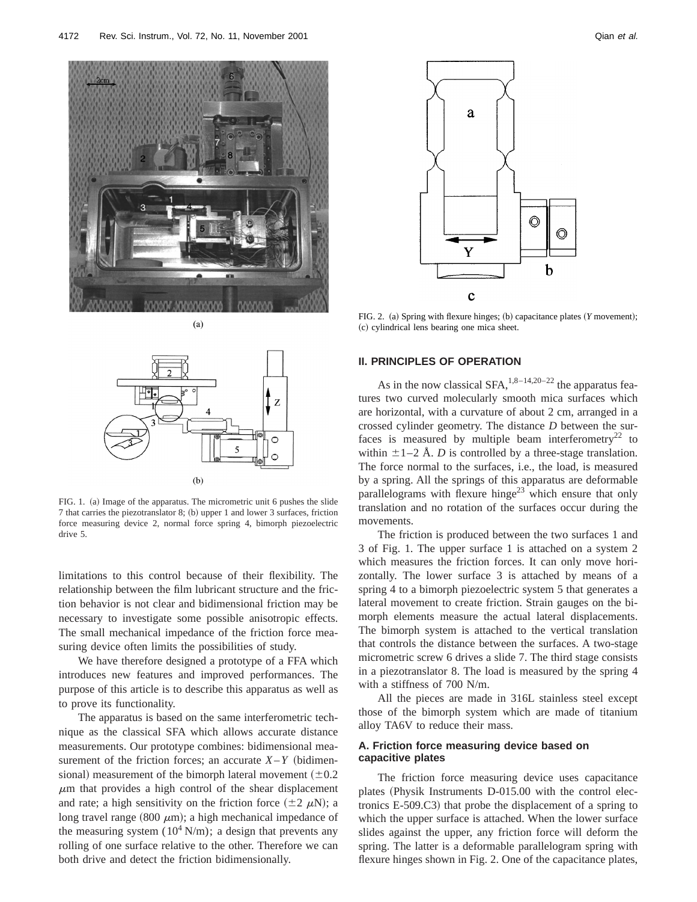FIG. 1. (a) Image of the apparatus. The micrometric unit 6 pushes the slide 7 that carries the piezotranslator 8; (b) upper 1 and lower 3 surfaces, friction force measuring device 2, normal force spring 4, bimorph piezoelectric drive 5.

limitations to this control because of their flexibility. The relationship between the film lubricant structure and the friction behavior is not clear and bidimensional friction may be necessary to investigate some possible anisotropic effects. The small mechanical impedance of the friction force measuring device often limits the possibilities of study.

We have therefore designed a prototype of a FFA which introduces new features and improved performances. The purpose of this article is to describe this apparatus as well as to prove its functionality.

The apparatus is based on the same interferometric technique as the classical SFA which allows accurate distance measurements. Our prototype combines: bidimensional measurement of the friction forces; an accurate $X$–$Y$ (bidimensional) measurement of the bimorph lateral movement ($\pm 0.2$ $\mu$m that provides a high control of the shear displacement and rate; a high sensitivity on the friction force ($\pm 2$ $\mu$N); a long travel range (800 $\mu$m); a high mechanical impedance of the measuring system ($10^4$ N/m); a design that prevents any rolling of one surface relative to the other. Therefore we can both drive and detect the friction bidimensionally.

FIG. 2. (a) Spring with flexure hinges; (b) capacitance plates ($Y$ movement); (c) cylindrical lens bearing one mica sheet.

## II. PRINCIPLES OF OPERATION

As in the now classical SFA,[1,8–14,20–22] the apparatus features two curved molecularly smooth mica surfaces which are horizontal, with a curvature of about 2 cm, arranged in a crossed cylinder geometry. The distance $D$ between the surfaces is measured by multiple beam interferometry[22] to within $\pm 1$–2 Å. $D$ is controlled by a three-stage translation. The force normal to the surfaces, i.e., the load, is measured by a spring. All the springs of this apparatus are deformable parallelograms with flexure hinge[23] which ensure that only translation and no rotation of the surfaces occur during the movements.

The friction is produced between the two surfaces 1 and 3 of Fig. 1. The upper surface 1 is attached on a system 2 which measures the friction forces. It can only move horizontally. The lower surface 3 is attached by means of a spring 4 to a bimorph piezoelectric system 5 that generates a lateral movement to create friction. Strain gauges on the bimorph elements measure the actual lateral displacements. The bimorph system is attached to the vertical translation that controls the distance between the surfaces. A two-stage micrometric screw 6 drives a slide 7. The third stage consists in a piezotranslator 8. The load is measured by the spring 4 with a stiffness of 700 N/m.

All the pieces are made in 316L stainless steel except those of the bimorph system which are made of titanium alloy TA6V to reduce their mass.

### A. Friction force measuring device based on capacitive plates

The friction force measuring device uses capacitance plates (Physik Instruments D-015.00 with the control electronics E-509.C3) that probe the displacement of a spring to which the upper surface is attached. When the lower surface slides against the upper, any friction force will deform the spring. The latter is a deformable parallelogram spring with flexure hinges shown in Fig. 2. One of the capacitance plates,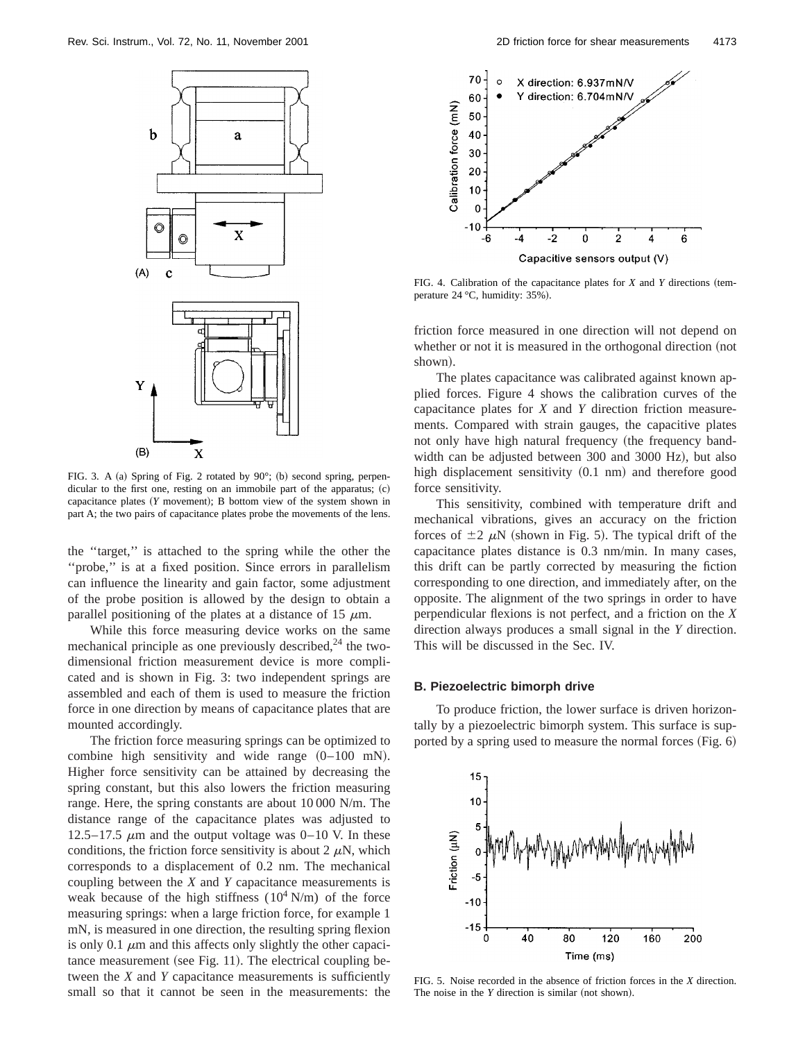FIG. 3. A (a) Spring of Fig. 2 rotated by 90°; (b) second spring, perpendicular to the first one, resting on an immobile part of the apparatus; (c) capacitance plates (*Y* movement); B bottom view of the system shown in part A; the two pairs of capacitance plates probe the movements of the lens.

the ''target,'' is attached to the spring while the other the ''probe,'' is at a fixed position. Since errors in parallelism can influence the linearity and gain factor, some adjustment of the probe position is allowed by the design to obtain a parallel positioning of the plates at a distance of 15 $\mu$m.

While this force measuring device works on the same mechanical principle as one previously described,[24] the two-dimensional friction measurement device is more complicated and is shown in Fig. 3: two independent springs are assembled and each of them is used to measure the friction force in one direction by means of capacitance plates that are mounted accordingly.

The friction force measuring springs can be optimized to combine high sensitivity and wide range (0–100 mN). Higher force sensitivity can be attained by decreasing the spring constant, but this also lowers the friction measuring range. Here, the spring constants are about 10 000 N/m. The distance range of the capacitance plates was adjusted to 12.5–17.5 $\mu$m and the output voltage was 0–10 V. In these conditions, the friction force sensitivity is about 2 $\mu$N, which corresponds to a displacement of 0.2 nm. The mechanical coupling between the *X* and *Y* capacitance measurements is weak because of the high stiffness ($10^4$ N/m) of the force measuring springs: when a large friction force, for example 1 mN, is measured in one direction, the resulting spring flexion is only 0.1 $\mu$m and this affects only slightly the other capacitance measurement (see Fig. 11). The electrical coupling between the *X* and *Y* capacitance measurements is sufficiently small so that it cannot be seen in the measurements: the friction force measured in one direction will not depend on whether or not it is measured in the orthogonal direction (not shown).

FIG. 4. Calibration of the capacitance plates for *X* and *Y* directions (temperature 24 °C, humidity: 35%).

The plates capacitance was calibrated against known applied forces. Figure 4 shows the calibration curves of the capacitance plates for *X* and *Y* direction friction measurements. Compared with strain gauges, the capacitive plates not only have high natural frequency (the frequency bandwidth can be adjusted between 300 and 3000 Hz), but also high displacement sensitivity (0.1 nm) and therefore good force sensitivity.

This sensitivity, combined with temperature drift and mechanical vibrations, gives an accuracy on the friction forces of $\pm 2$ $\mu$N (shown in Fig. 5). The typical drift of the capacitance plates distance is 0.3 nm/min. In many cases, this drift can be partly corrected by measuring the fiction corresponding to one direction, and immediately after, on the opposite. The alignment of the two springs in order to have perpendicular flexions is not perfect, and a friction on the *X* direction always produces a small signal in the *Y* direction. This will be discussed in the Sec. IV.

### B. Piezoelectric bimorph drive

To produce friction, the lower surface is driven horizontally by a piezoelectric bimorph system. This surface is supported by a spring used to measure the normal forces (Fig. 6)

FIG. 5. Noise recorded in the absence of friction forces in the *X* direction. The noise in the *Y* direction is similar (not shown).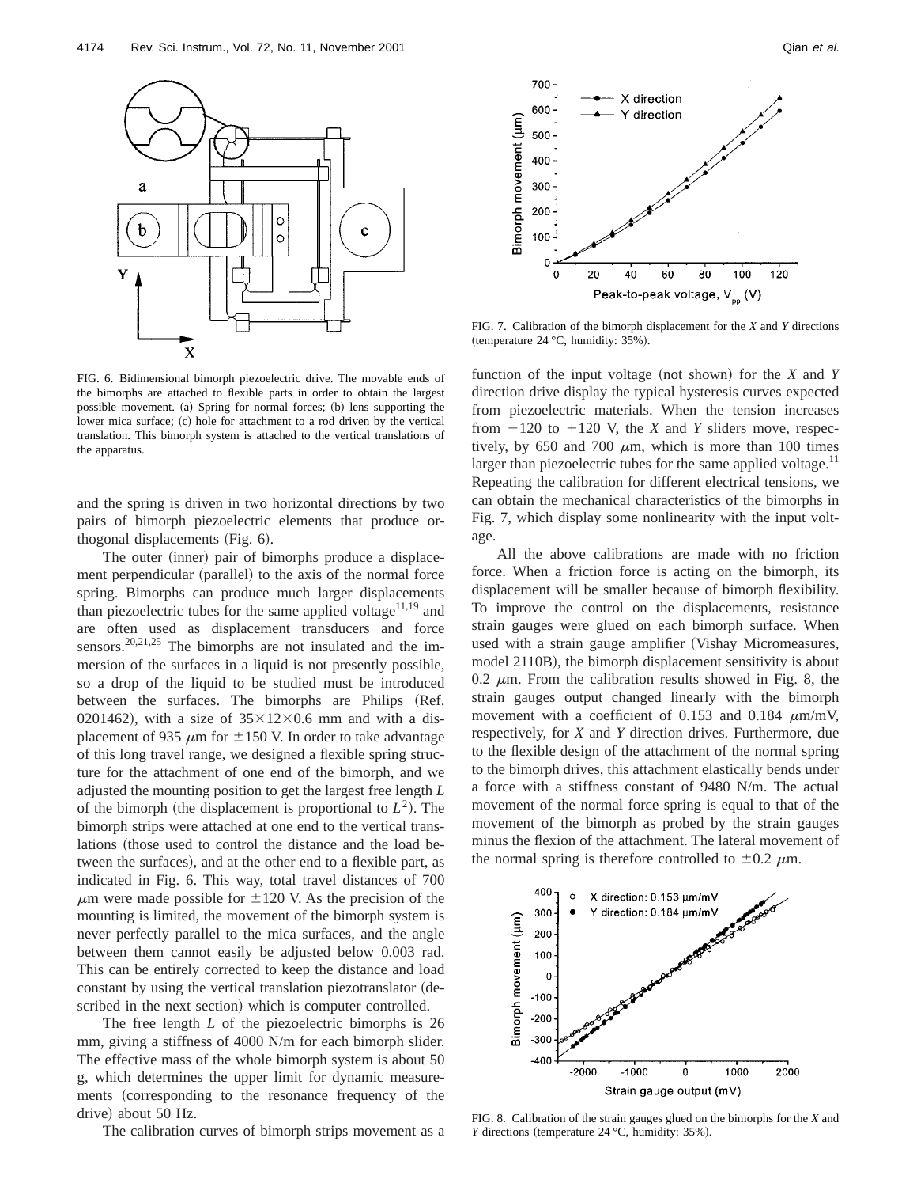FIG. 6. Bidimensional bimorph piezoelectric drive. The movable ends of the bimorphs are attached to flexible parts in order to obtain the largest possible movement. (a) Spring for normal forces; (b) lens supporting the lower mica surface; (c) hole for attachment to a rod driven by the vertical translation. This bimorph system is attached to the vertical translations of the apparatus.

and the spring is driven in two horizontal directions by two pairs of bimorph piezoelectric elements that produce orthogonal displacements (Fig. 6).

The outer (inner) pair of bimorphs produce a displacement perpendicular (parallel) to the axis of the normal force spring. Bimorphs can produce much larger displacements than piezoelectric tubes for the same applied voltage[11,19] and are often used as displacement transducers and force sensors.[20,21,25] The bimorphs are not insulated and the immersion of the surfaces in a liquid is not presently possible, so a drop of the liquid to be studied must be introduced between the surfaces. The bimorphs are Philips (Ref. 0201462), with a size of $35\times12\times0.6$ mm and with a displacement of 935 $\mu$m for $\pm150$ V. In order to take advantage of this long travel range, we designed a flexible spring structure for the attachment of one end of the bimorph, and we adjusted the mounting position to get the largest free length $L$ of the bimorph (the displacement is proportional to $L^2$). The bimorph strips were attached at one end to the vertical translations (those used to control the distance and the load between the surfaces), and at the other end to a flexible part, as indicated in Fig. 6. This way, total travel distances of 700 $\mu$m were made possible for $\pm120$ V. As the precision of the mounting is limited, the movement of the bimorph system is never perfectly parallel to the mica surfaces, and the angle between them cannot easily be adjusted below 0.003 rad. This can be entirely corrected to keep the distance and load constant by using the vertical translation piezotranslator (described in the next section) which is computer controlled.

The free length $L$ of the piezoelectric bimorphs is 26 mm, giving a stiffness of 4000 N/m for each bimorph slider. The effective mass of the whole bimorph system is about 50 g, which determines the upper limit for dynamic measurements (corresponding to the resonance frequency of the drive) about 50 Hz.

The calibration curves of bimorph strips movement as a function of the input voltage (not shown) for the $X$ and $Y$ direction drive display the typical hysteresis curves expected from piezoelectric materials. When the tension increases from $-120$ to $+120$ V, the $X$ and $Y$ sliders move, respectively, by 650 and 700 $\mu$m, which is more than 100 times larger than piezoelectric tubes for the same applied voltage.[11] Repeating the calibration for different electrical tensions, we can obtain the mechanical characteristics of the bimorphs in Fig. 7, which display some nonlinearity with the input voltage.

FIG. 7. Calibration of the bimorph displacement for the $X$ and $Y$ directions (temperature 24 °C, humidity: 35%).

All the above calibrations are made with no friction force. When a friction force is acting on the bimorph, its displacement will be smaller because of bimorph flexibility. To improve the control on the displacements, resistance strain gauges were glued on each bimorph surface. When used with a strain gauge amplifier (Vishay Micromeasures, model 2110B), the bimorph displacement sensitivity is about 0.2 $\mu$m. From the calibration results showed in Fig. 8, the strain gauges output changed linearly with the bimorph movement with a coefficient of 0.153 and 0.184 $\mu$m/mV, respectively, for $X$ and $Y$ direction drives. Furthermore, due to the flexible design of the attachment of the normal spring to the bimorph drives, this attachment elastically bends under a force with a stiffness constant of 9480 N/m. The actual movement of the normal force spring is equal to that of the movement of the bimorph as probed by the strain gauges minus the flexion of the attachment. The lateral movement of the normal spring is therefore controlled to $\pm0.2$ $\mu$m.

FIG. 8. Calibration of the strain gauges glued on the bimorphs for the $X$ and $Y$ directions (temperature 24 °C, humidity: 35%).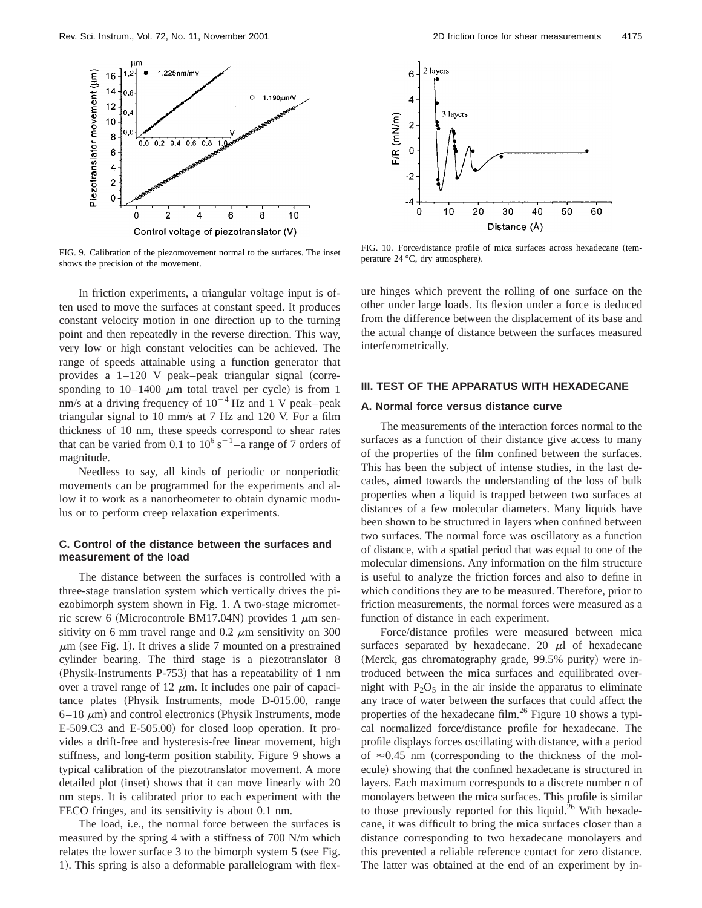FIG. 9. Calibration of the piezomovement normal to the surfaces. The inset shows the precision of the movement.

FIG. 10. Force/distance profile of mica surfaces across hexadecane (temperature 24 °C, dry atmosphere).

In friction experiments, a triangular voltage input is often used to move the surfaces at constant speed. It produces constant velocity motion in one direction up to the turning point and then repeatedly in the reverse direction. This way, very low or high constant velocities can be achieved. The range of speeds attainable using a function generator that provides a 1–120 V peak–peak triangular signal (corresponding to 10–1400 $\mu$m total travel per cycle) is from 1 nm/s at a driving frequency of $10^{-4}$ Hz and 1 V peak–peak triangular signal to 10 mm/s at 7 Hz and 120 V. For a film thickness of 10 nm, these speeds correspond to shear rates that can be varied from 0.1 to $10^6$ $s^{-1}$–a range of 7 orders of magnitude.

Needless to say, all kinds of periodic or nonperiodic movements can be programmed for the experiments and allow it to work as a nanorheometer to obtain dynamic modulus or to perform creep relaxation experiments.

### C. Control of the distance between the surfaces and measurement of the load

The distance between the surfaces is controlled with a three-stage translation system which vertically drives the piezobimorph system shown in Fig. 1. A two-stage micrometric screw 6 (Microcontrole BM17.04N) provides 1 $\mu$m sensitivity on 6 mm travel range and 0.2 $\mu$m sensitivity on 300 $\mu$m (see Fig. 1). It drives a slide 7 mounted on a prestrained cylinder bearing. The third stage is a piezotranslator 8 (Physik-Instruments P-753) that has a repeatability of 1 nm over a travel range of 12 $\mu$m. It includes one pair of capacitance plates (Physik Instruments, mode D-015.00, range 6–18 $\mu$m) and control electronics (Physik Instruments, mode E-509.C3 and E-505.00) for closed loop operation. It provides a drift-free and hysteresis-free linear movement, high stiffness, and long-term position stability. Figure 9 shows a typical calibration of the piezotranslator movement. A more detailed plot (inset) shows that it can move linearly with 20 nm steps. It is calibrated prior to each experiment with the FECO fringes, and its sensitivity is about 0.1 nm.

The load, i.e., the normal force between the surfaces is measured by the spring 4 with a stiffness of 700 N/m which relates the lower surface 3 to the bimorph system 5 (see Fig. 1). This spring is also a deformable parallelogram with flexure hinges which prevent the rolling of one surface on the other under large loads. Its flexion under a force is deduced from the difference between the displacement of its base and the actual change of distance between the surfaces measured interferometrically.

## III. TEST OF THE APPARATUS WITH HEXADECANE

### A. Normal force versus distance curve

The measurements of the interaction forces normal to the surfaces as a function of their distance give access to many of the properties of the film confined between the surfaces. This has been the subject of intense studies, in the last decades, aimed towards the understanding of the loss of bulk properties when a liquid is trapped between two surfaces at distances of a few molecular diameters. Many liquids have been shown to be structured in layers when confined between two surfaces. The normal force was oscillatory as a function of distance, with a spatial period that was equal to one of the molecular dimensions. Any information on the film structure is useful to analyze the friction forces and also to define in which conditions they are to be measured. Therefore, prior to friction measurements, the normal forces were measured as a function of distance in each experiment.

Force/distance profiles were measured between mica surfaces separated by hexadecane. 20 $\mu$l of hexadecane (Merck, gas chromatography grade, 99.5% purity) were introduced between the mica surfaces and equilibrated overnight with $P_2O_5$ in the air inside the apparatus to eliminate any trace of water between the surfaces that could affect the properties of the hexadecane film.[26] Figure 10 shows a typical normalized force/distance profile for hexadecane. The profile displays forces oscillating with distance, with a period of ≈0.45 nm (corresponding to the thickness of the molecule) showing that the confined hexadecane is structured in layers. Each maximum corresponds to a discrete number *n* of monolayers between the mica surfaces. This profile is similar to those previously reported for this liquid.[26] With hexadecane, it was difficult to bring the mica surfaces closer than a distance corresponding to two hexadecane monolayers and this prevented a reliable reference contact for zero distance. The latter was obtained at the end of an experiment by in-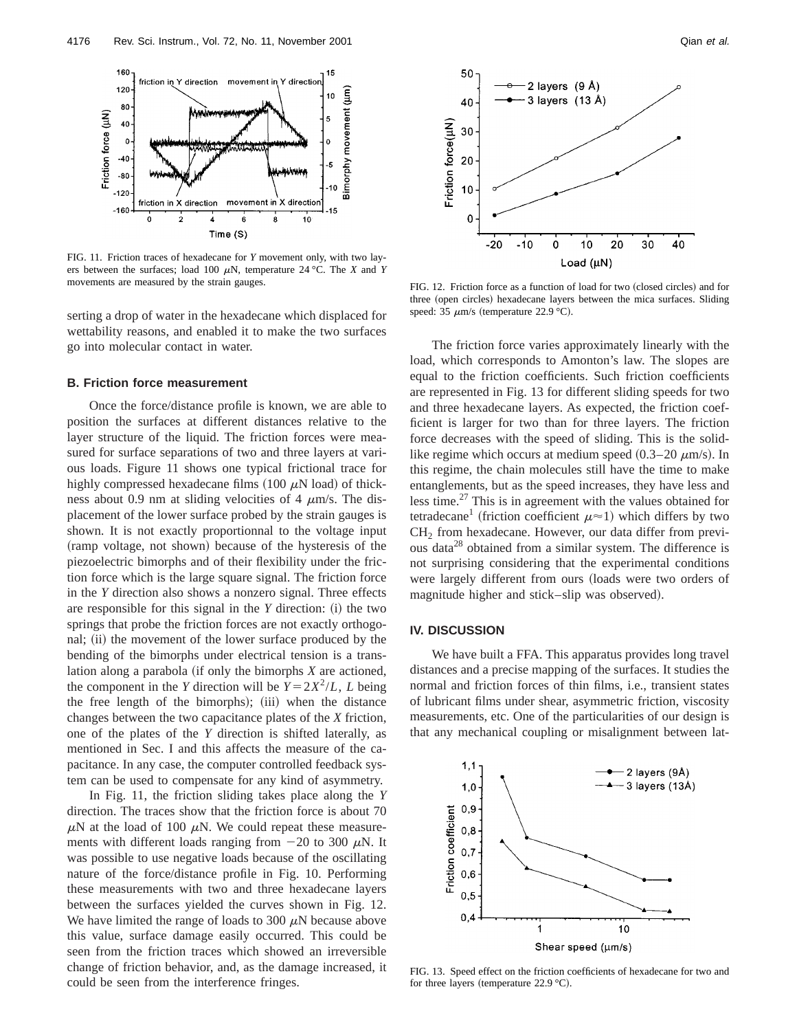FIG. 11. Friction traces of hexadecane for *Y* movement only, with two layers between the surfaces; load 100 $\mu$N, temperature 24 °C. The *X* and *Y* movements are measured by the strain gauges.

serting a drop of water in the hexadecane which displaced for wettability reasons, and enabled it to make the two surfaces go into molecular contact in water.

### B. Friction force measurement

Once the force/distance profile is known, we are able to position the surfaces at different distances relative to the layer structure of the liquid. The friction forces were measured for surface separations of two and three layers at various loads. Figure 11 shows one typical frictional trace for highly compressed hexadecane films (100 $\mu$N load) of thickness about 0.9 nm at sliding velocities of 4 $\mu$m/s. The displacement of the lower surface probed by the strain gauges is shown. It is not exactly proportionnal to the voltage input (ramp voltage, not shown) because of the hysteresis of the piezoelectric bimorphs and of their flexibility under the friction force which is the large square signal. The friction force in the *Y* direction also shows a nonzero signal. Three effects are responsible for this signal in the *Y* direction: (i) the two springs that probe the friction forces are not exactly orthogonal; (ii) the movement of the lower surface produced by the bending of the bimorphs under electrical tension is a translation along a parabola (if only the bimorphs *X* are actioned, the component in the *Y* direction will be $Y=2X^2/L$, *L* being the free length of the bimorphs); (iii) when the distance changes between the two capacitance plates of the *X* friction, one of the plates of the *Y* direction is shifted laterally, as mentioned in Sec. I and this affects the measure of the capacitance. In any case, the computer controlled feedback system can be used to compensate for any kind of asymmetry.

In Fig. 11, the friction sliding takes place along the *Y* direction. The traces show that the friction force is about 70 $\mu$N at the load of 100 $\mu$N. We could repeat these measurements with different loads ranging from $-20$ to 300 $\mu$N. It was possible to use negative loads because of the oscillating nature of the force/distance profile in Fig. 10. Performing these measurements with two and three hexadecane layers between the surfaces yielded the curves shown in Fig. 12. We have limited the range of loads to 300 $\mu$N because above this value, surface damage easily occurred. This could be seen from the friction traces which showed an irreversible change of friction behavior, and, as the damage increased, it could be seen from the interference fringes.

FIG. 12. Friction force as a function of load for two (closed circles) and for three (open circles) hexadecane layers between the mica surfaces. Sliding speed: 35 $\mu$m/s (temperature 22.9 °C).

The friction force varies approximately linearly with the load, which corresponds to Amonton's law. The slopes are equal to the friction coefficients. Such friction coefficients are represented in Fig. 13 for different sliding speeds for two and three hexadecane layers. As expected, the friction coefficient is larger for two than for three layers. The friction force decreases with the speed of sliding. This is the solid-like regime which occurs at medium speed (0.3–20 $\mu$m/s). In this regime, the chain molecules still have the time to make entanglements, but as the speed increases, they have less and less time.[27] This is in agreement with the values obtained for tetradecane[1] (friction coefficient $\mu \approx 1$) which differs by two $CH_2$ from hexadecane. However, our data differ from previous data[28] obtained from a similar system. The difference is not surprising considering that the experimental conditions were largely different from ours (loads were two orders of magnitude higher and stick–slip was observed).

## IV. DISCUSSION

We have built a FFA. This apparatus provides long travel distances and a precise mapping of the surfaces. It studies the normal and friction forces of thin films, i.e., transient states of lubricant films under shear, asymmetric friction, viscosity measurements, etc. One of the particularities of our design is that any mechanical coupling or misalignment between lat-

FIG. 13. Speed effect on the friction coefficients of hexadecane for two and for three layers (temperature 22.9 °C).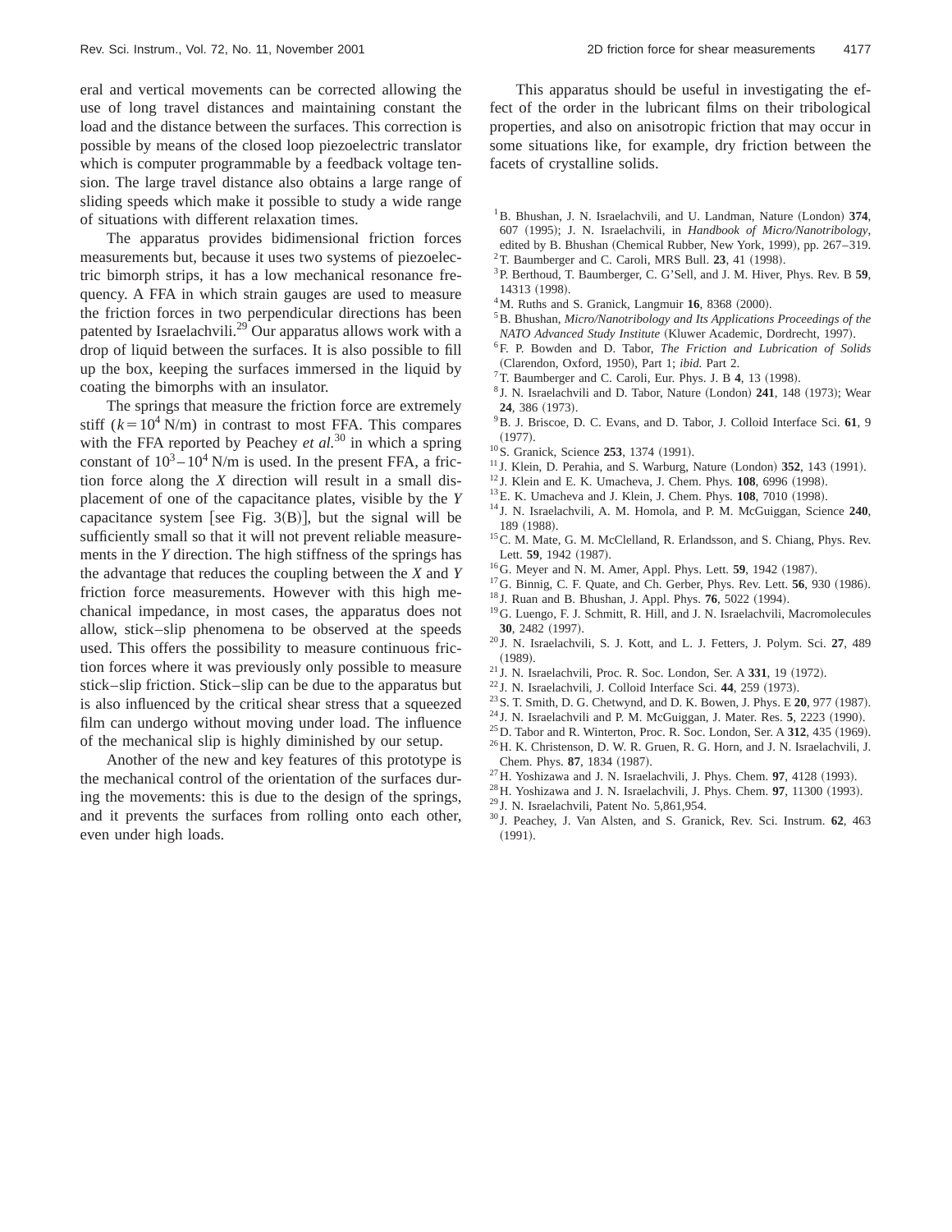eral and vertical movements can be corrected allowing the use of long travel distances and maintaining constant the load and the distance between the surfaces. This correction is possible by means of the closed loop piezoelectric translator which is computer programmable by a feedback voltage tension. The large travel distance also obtains a large range of sliding speeds which make it possible to study a wide range of situations with different relaxation times.

The apparatus provides bidimensional friction forces measurements but, because it uses two systems of piezoelectric bimorph strips, it has a low mechanical resonance frequency. A FFA in which strain gauges are used to measure the friction forces in two perpendicular directions has been patented by Israelachvili.[29] Our apparatus allows work with a drop of liquid between the surfaces. It is also possible to fill up the box, keeping the surfaces immersed in the liquid by coating the bimorphs with an insulator.

The springs that measure the friction force are extremely stiff ($k=10^4$ N/m) in contrast to most FFA. This compares with the FFA reported by Peachey *et al.*[30] in which a spring constant of $10^3-10^4$ N/m is used. In the present FFA, a friction force along the $X$ direction will result in a small displacement of one of the capacitance plates, visible by the $Y$ capacitance system [see Fig. 3(B)], but the signal will be sufficiently small so that it will not prevent reliable measurements in the $Y$ direction. The high stiffness of the springs has the advantage that reduces the coupling between the $X$ and $Y$ friction force measurements. However with this high mechanical impedance, in most cases, the apparatus does not allow, stick–slip phenomena to be observed at the speeds used. This offers the possibility to measure continuous friction forces where it was previously only possible to measure stick–slip friction. Stick–slip can be due to the apparatus but is also influenced by the critical shear stress that a squeezed film can undergo without moving under load. The influence of the mechanical slip is highly diminished by our setup.

Another of the new and key features of this prototype is the mechanical control of the orientation of the surfaces during the movements: this is due to the design of the springs, and it prevents the surfaces from rolling onto each other, even under high loads.

This apparatus should be useful in investigating the effect of the order in the lubricant films on their tribological properties, and also on anisotropic friction that may occur in some situations like, for example, dry friction between the facets of crystalline solids.

[1] B. Bhushan, J. N. Israelachvili, and U. Landman, Nature (London) **374**, 607 (1995); J. N. Israelachvili, in *Handbook of Micro/Nanotribology*, edited by B. Bhushan (Chemical Rubber, New York, 1999), pp. 267–319.
[2] T. Baumberger and C. Caroli, MRS Bull. **23**, 41 (1998).
[3] P. Berthoud, T. Baumberger, C. G'Sell, and J. M. Hiver, Phys. Rev. B **59**, 14313 (1998).
[4] M. Ruths and S. Granick, Langmuir **16**, 8368 (2000).
[5] B. Bhushan, *Micro/Nanotribology and Its Applications Proceedings of the NATO Advanced Study Institute* (Kluwer Academic, Dordrecht, 1997).
[6] F. P. Bowden and D. Tabor, *The Friction and Lubrication of Solids* (Clarendon, Oxford, 1950), Part 1; *ibid.* Part 2.
[7] T. Baumberger and C. Caroli, Eur. Phys. J. B **4**, 13 (1998).
[8] J. N. Israelachvili and D. Tabor, Nature (London) **241**, 148 (1973); Wear **24**, 386 (1973).
[9] B. J. Briscoe, D. C. Evans, and D. Tabor, J. Colloid Interface Sci. **61**, 9 (1977).
[10] S. Granick, Science **253**, 1374 (1991).
[11] J. Klein, D. Perahia, and S. Warburg, Nature (London) **352**, 143 (1991).
[12] J. Klein and E. K. Umacheva, J. Chem. Phys. **108**, 6996 (1998).
[13] E. K. Umacheva and J. Klein, J. Chem. Phys. **108**, 7010 (1998).
[14] J. N. Israelachvili, A. M. Homola, and P. M. McGuiggan, Science **240**, 189 (1988).
[15] C. M. Mate, G. M. McClelland, R. Erlandsson, and S. Chiang, Phys. Rev. Lett. **59**, 1942 (1987).
[16] G. Meyer and N. M. Amer, Appl. Phys. Lett. **59**, 1942 (1987).
[17] G. Binnig, C. F. Quate, and Ch. Gerber, Phys. Rev. Lett. **56**, 930 (1986).
[18] J. Ruan and B. Bhushan, J. Appl. Phys. **76**, 5022 (1994).
[19] G. Luengo, F. J. Schmitt, R. Hill, and J. N. Israelachvili, Macromolecules **30**, 2482 (1997).
[20] J. N. Israelachvili, S. J. Kott, and L. J. Fetters, J. Polym. Sci. **27**, 489 (1989).
[21] J. N. Israelachvili, Proc. R. Soc. London, Ser. A **331**, 19 (1972).
[22] J. N. Israelachvili, J. Colloid Interface Sci. **44**, 259 (1973).
[23] S. T. Smith, D. G. Chetwynd, and D. K. Bowen, J. Phys. E **20**, 977 (1987).
[24] J. N. Israelachvili and P. M. McGuiggan, J. Mater. Res. **5**, 2223 (1990).
[25] D. Tabor and R. Winterton, Proc. R. Soc. London, Ser. A **312**, 435 (1969).
[26] H. K. Christenson, D. W. R. Gruen, R. G. Horn, and J. N. Israelachvili, J. Chem. Phys. **87**, 1834 (1987).
[27] H. Yoshizawa and J. N. Israelachvili, J. Phys. Chem. **97**, 4128 (1993).
[28] H. Yoshizawa and J. N. Israelachvili, J. Phys. Chem. **97**, 11300 (1993).
[29] J. N. Israelachvili, Patent No. 5,861,954.
[30] J. Peachey, J. Van Alsten, and S. Granick, Rev. Sci. Instrum. **62**, 463 (1991).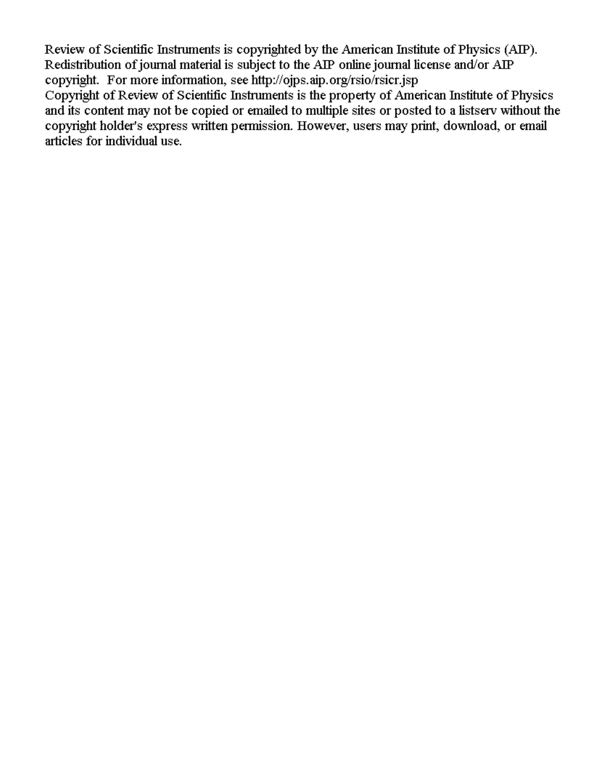Review of Scientific Instruments is copyrighted by the American Institute of Physics (AIP). Redistribution of journal material is subject to the AIP online journal license and/or AIP copyright. For more information, see http://ojps.aip.org/rsio/rsicr.jsp

Copyright of Review of Scientific Instruments is the property of American Institute of Physics and its content may not be copied or emailed to multiple sites or posted to a listserv without the copyright holder's express written permission. However, users may print, download, or email articles for individual use.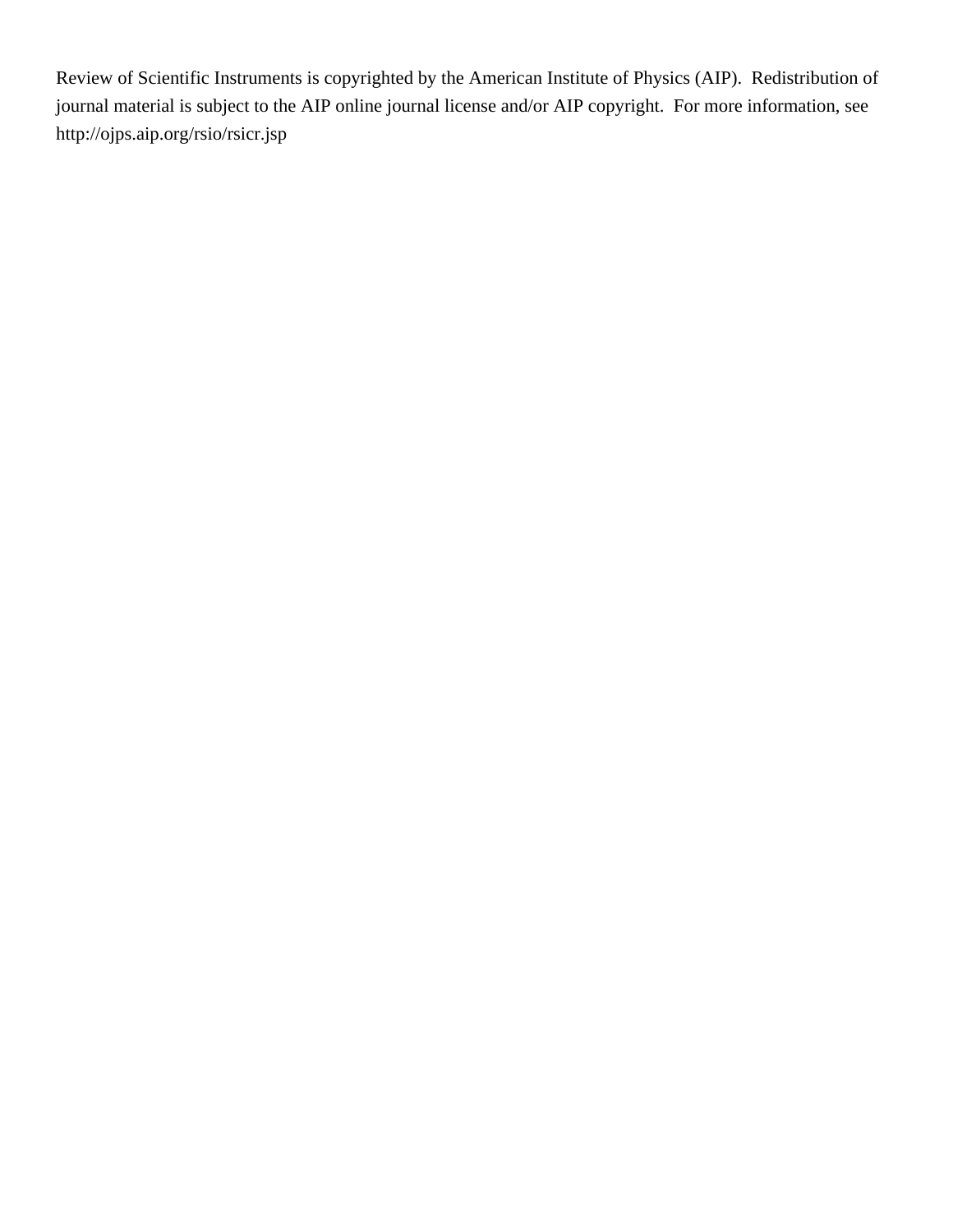Review of Scientific Instruments is copyrighted by the American Institute of Physics (AIP). Redistribution of journal material is subject to the AIP online journal license and/or AIP copyright. For more information, see http://ojps.aip.org/rsio/rsicr.jsp